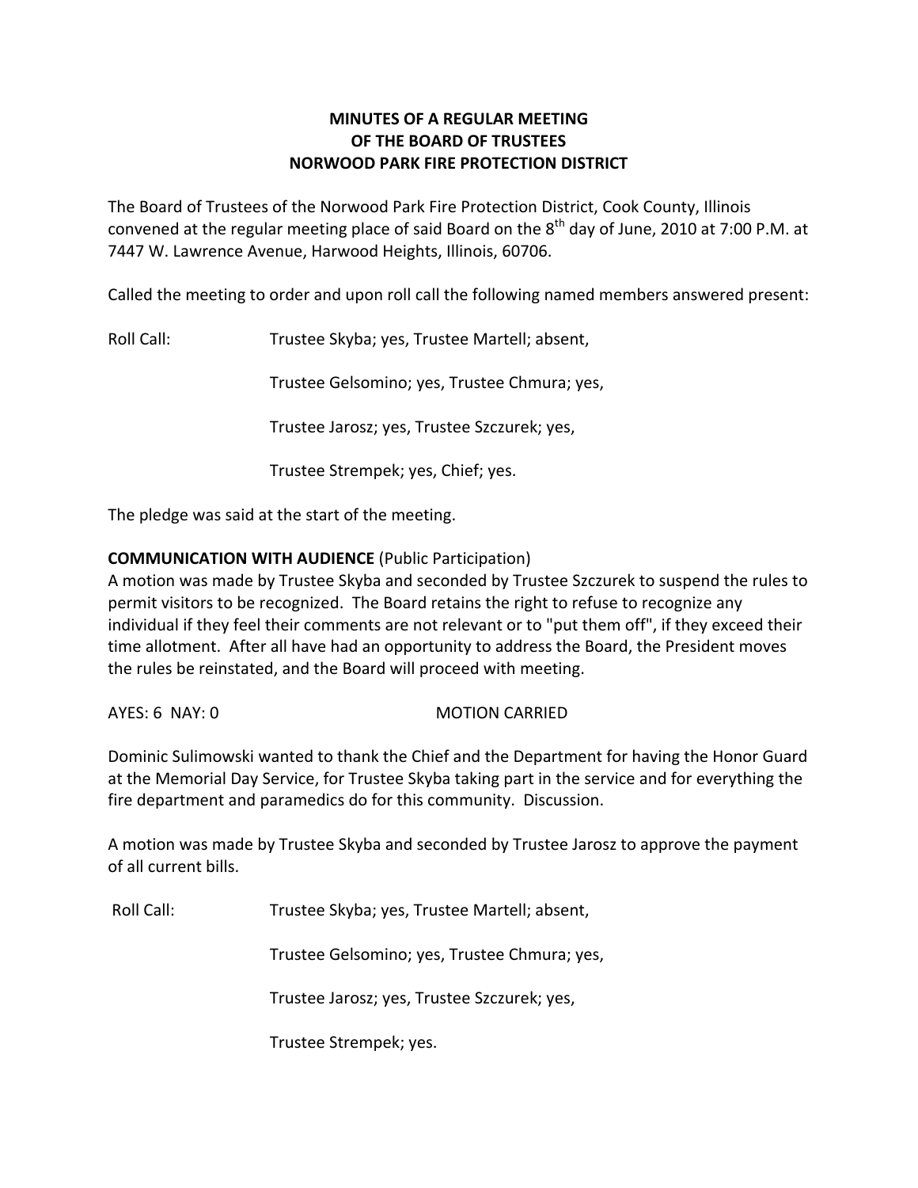**MINUTES OF A REGULAR MEETING**
**OF THE BOARD OF TRUSTEES**
**NORWOOD PARK FIRE PROTECTION DISTRICT**

The Board of Trustees of the Norwood Park Fire Protection District, Cook County, Illinois convened at the regular meeting place of said Board on the 8th day of June, 2010 at 7:00 P.M. at 7447 W. Lawrence Avenue, Harwood Heights, Illinois, 60706.

Called the meeting to order and upon roll call the following named members answered present:

Roll Call: Trustee Skyba; yes, Trustee Martell; absent,

Trustee Gelsomino; yes, Trustee Chmura; yes,

Trustee Jarosz; yes, Trustee Szczurek; yes,

Trustee Strempek; yes, Chief; yes.

The pledge was said at the start of the meeting.

**COMMUNICATION WITH AUDIENCE** (Public Participation)
A motion was made by Trustee Skyba and seconded by Trustee Szczurek to suspend the rules to permit visitors to be recognized. The Board retains the right to refuse to recognize any individual if they feel their comments are not relevant or to "put them off", if they exceed their time allotment. After all have had an opportunity to address the Board, the President moves the rules be reinstated, and the Board will proceed with meeting.

AYES: 6 NAY: 0 MOTION CARRIED

Dominic Sulimowski wanted to thank the Chief and the Department for having the Honor Guard at the Memorial Day Service, for Trustee Skyba taking part in the service and for everything the fire department and paramedics do for this community. Discussion.

A motion was made by Trustee Skyba and seconded by Trustee Jarosz to approve the payment of all current bills.

Roll Call: Trustee Skyba; yes, Trustee Martell; absent,

Trustee Gelsomino; yes, Trustee Chmura; yes,

Trustee Jarosz; yes, Trustee Szczurek; yes,

Trustee Strempek; yes.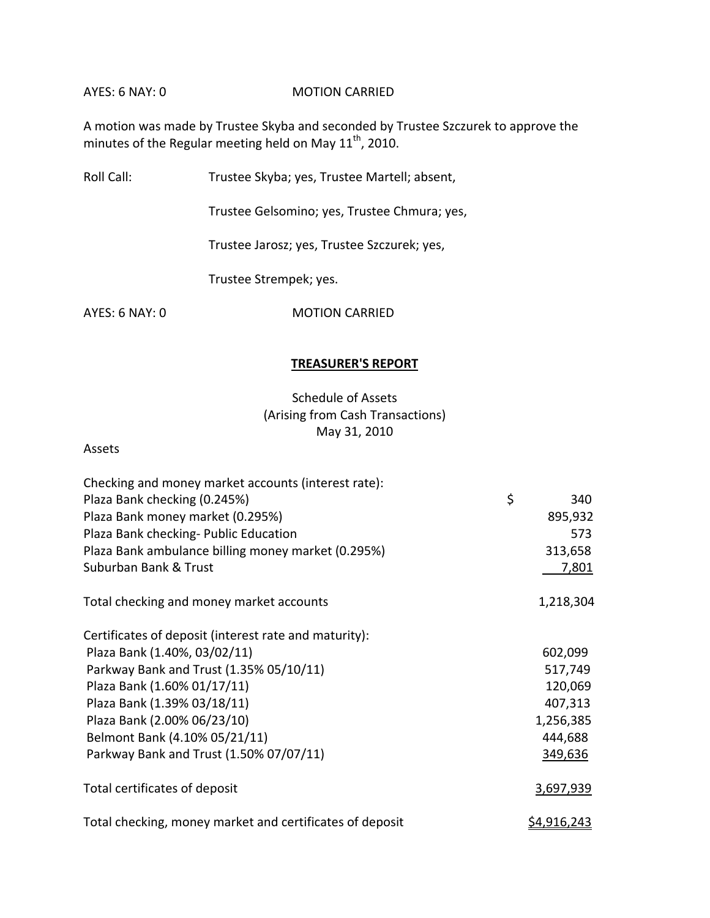AYES: 6 NAY: 0 MOTION CARRIED

A motion was made by Trustee Skyba and seconded by Trustee Szczurek to approve the minutes of the Regular meeting held on May 11th, 2010.

Roll Call: Trustee Skyba; yes, Trustee Martell; absent,

Trustee Gelsomino; yes, Trustee Chmura; yes,

Trustee Jarosz; yes, Trustee Szczurek; yes,

Trustee Strempek; yes.

AYES: 6 NAY: 0 MOTION CARRIED

## TREASURER'S REPORT

Schedule of Assets
(Arising from Cash Transactions)
May 31, 2010

Assets

| | |
|---|---|
| Checking and money market accounts (interest rate): | |
| Plaza Bank checking (0.245%) | $ 340 |
| Plaza Bank money market (0.295%) | 895,932 |
| Plaza Bank checking- Public Education | 573 |
| Plaza Bank ambulance billing money market (0.295%) | 313,658 |
| Suburban Bank & Trust | 7,801 |
| Total checking and money market accounts | 1,218,304 |
| Certificates of deposit (interest rate and maturity): | |
| Plaza Bank (1.40%, 03/02/11) | 602,099 |
| Parkway Bank and Trust (1.35% 05/10/11) | 517,749 |
| Plaza Bank (1.60% 01/17/11) | 120,069 |
| Plaza Bank (1.39% 03/18/11) | 407,313 |
| Plaza Bank (2.00% 06/23/10) | 1,256,385 |
| Belmont Bank (4.10% 05/21/11) | 444,688 |
| Parkway Bank and Trust (1.50% 07/07/11) | 349,636 |
| Total certificates of deposit | 3,697,939 |
| Total checking, money market and certificates of deposit | $4,916,243 |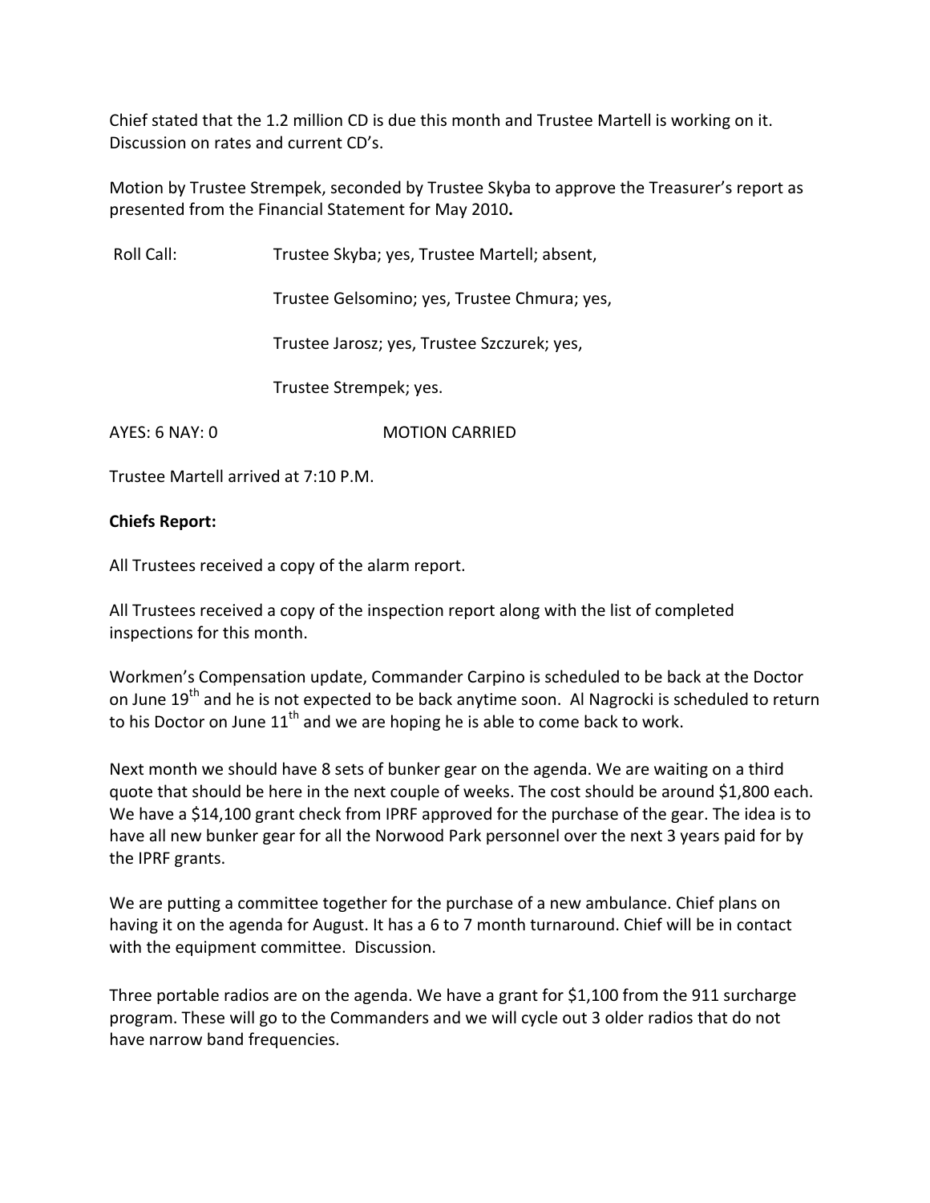Chief stated that the 1.2 million CD is due this month and Trustee Martell is working on it. Discussion on rates and current CD's.

Motion by Trustee Strempek, seconded by Trustee Skyba to approve the Treasurer's report as presented from the Financial Statement for May 2010**.**

Roll Call: Trustee Skyba; yes, Trustee Martell; absent,

Trustee Gelsomino; yes, Trustee Chmura; yes,

Trustee Jarosz; yes, Trustee Szczurek; yes,

Trustee Strempek; yes.

AYES: 6 NAY: 0 MOTION CARRIED

Trustee Martell arrived at 7:10 P.M.

**Chiefs Report:**

All Trustees received a copy of the alarm report.

All Trustees received a copy of the inspection report along with the list of completed inspections for this month.

Workmen's Compensation update, Commander Carpino is scheduled to be back at the Doctor on June 19th and he is not expected to be back anytime soon. Al Nagrocki is scheduled to return to his Doctor on June 11th and we are hoping he is able to come back to work.

Next month we should have 8 sets of bunker gear on the agenda. We are waiting on a third quote that should be here in the next couple of weeks. The cost should be around $1,800 each. We have a $14,100 grant check from IPRF approved for the purchase of the gear. The idea is to have all new bunker gear for all the Norwood Park personnel over the next 3 years paid for by the IPRF grants.

We are putting a committee together for the purchase of a new ambulance. Chief plans on having it on the agenda for August. It has a 6 to 7 month turnaround. Chief will be in contact with the equipment committee. Discussion.

Three portable radios are on the agenda. We have a grant for $1,100 from the 911 surcharge program. These will go to the Commanders and we will cycle out 3 older radios that do not have narrow band frequencies.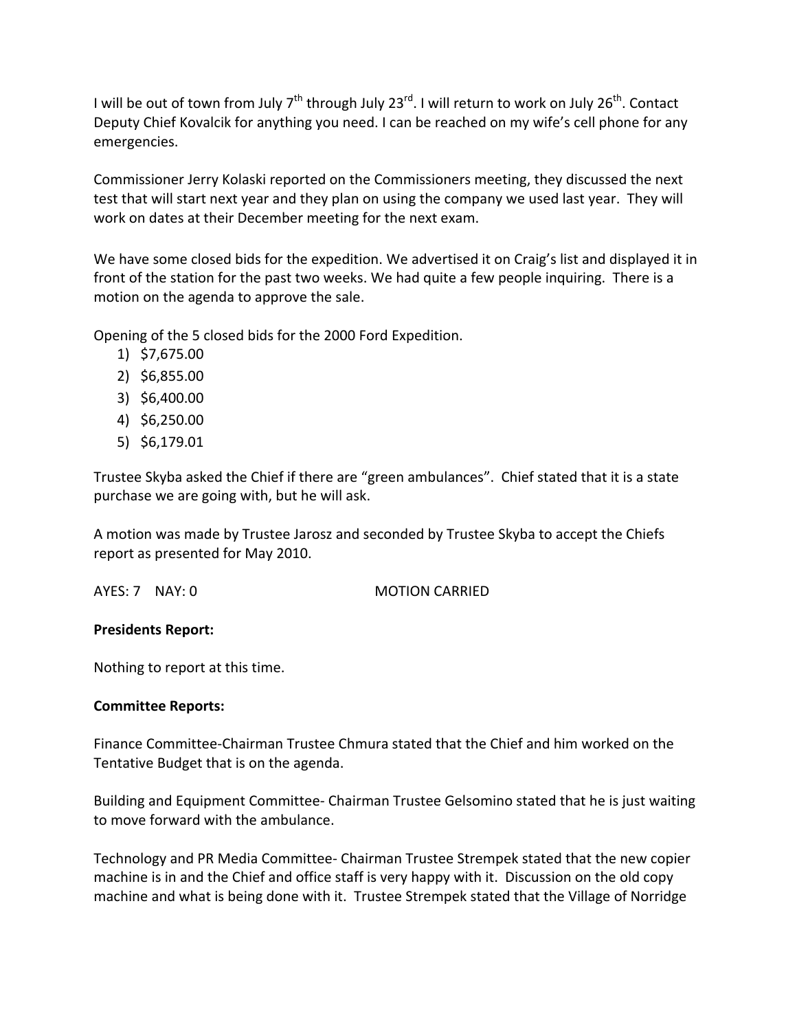I will be out of town from July 7th through July 23rd. I will return to work on July 26th. Contact Deputy Chief Kovalcik for anything you need. I can be reached on my wife's cell phone for any emergencies.

Commissioner Jerry Kolaski reported on the Commissioners meeting, they discussed the next test that will start next year and they plan on using the company we used last year. They will work on dates at their December meeting for the next exam.

We have some closed bids for the expedition. We advertised it on Craig's list and displayed it in front of the station for the past two weeks. We had quite a few people inquiring. There is a motion on the agenda to approve the sale.

Opening of the 5 closed bids for the 2000 Ford Expedition.

1) $7,675.00
2) $6,855.00
3) $6,400.00
4) $6,250.00
5) $6,179.01

Trustee Skyba asked the Chief if there are "green ambulances". Chief stated that it is a state purchase we are going with, but he will ask.

A motion was made by Trustee Jarosz and seconded by Trustee Skyba to accept the Chiefs report as presented for May 2010.

AYES: 7 NAY: 0 MOTION CARRIED

**Presidents Report:**

Nothing to report at this time.

**Committee Reports:**

Finance Committee-Chairman Trustee Chmura stated that the Chief and him worked on the Tentative Budget that is on the agenda.

Building and Equipment Committee- Chairman Trustee Gelsomino stated that he is just waiting to move forward with the ambulance.

Technology and PR Media Committee- Chairman Trustee Strempek stated that the new copier machine is in and the Chief and office staff is very happy with it. Discussion on the old copy machine and what is being done with it. Trustee Strempek stated that the Village of Norridge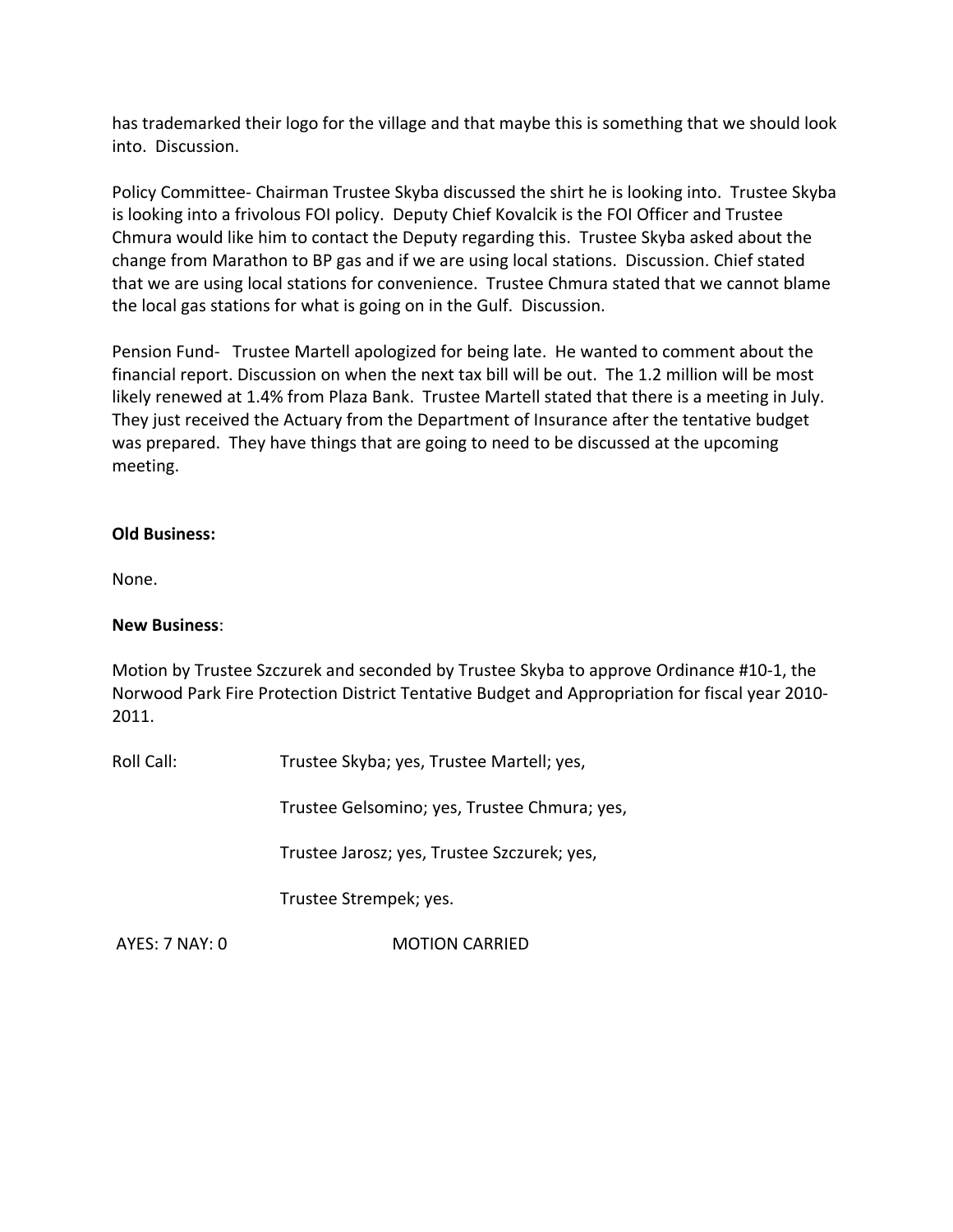has trademarked their logo for the village and that maybe this is something that we should look into. Discussion.

Policy Committee- Chairman Trustee Skyba discussed the shirt he is looking into. Trustee Skyba is looking into a frivolous FOI policy. Deputy Chief Kovalcik is the FOI Officer and Trustee Chmura would like him to contact the Deputy regarding this. Trustee Skyba asked about the change from Marathon to BP gas and if we are using local stations. Discussion. Chief stated that we are using local stations for convenience. Trustee Chmura stated that we cannot blame the local gas stations for what is going on in the Gulf. Discussion.

Pension Fund- Trustee Martell apologized for being late. He wanted to comment about the financial report. Discussion on when the next tax bill will be out. The 1.2 million will be most likely renewed at 1.4% from Plaza Bank. Trustee Martell stated that there is a meeting in July. They just received the Actuary from the Department of Insurance after the tentative budget was prepared. They have things that are going to need to be discussed at the upcoming meeting.

**Old Business:**

None.

**New Business**:

Motion by Trustee Szczurek and seconded by Trustee Skyba to approve Ordinance #10-1, the Norwood Park Fire Protection District Tentative Budget and Appropriation for fiscal year 2010-2011.

Roll Call: Trustee Skyba; yes, Trustee Martell; yes,

Trustee Gelsomino; yes, Trustee Chmura; yes,

Trustee Jarosz; yes, Trustee Szczurek; yes,

Trustee Strempek; yes.

AYES: 7 NAY: 0 MOTION CARRIED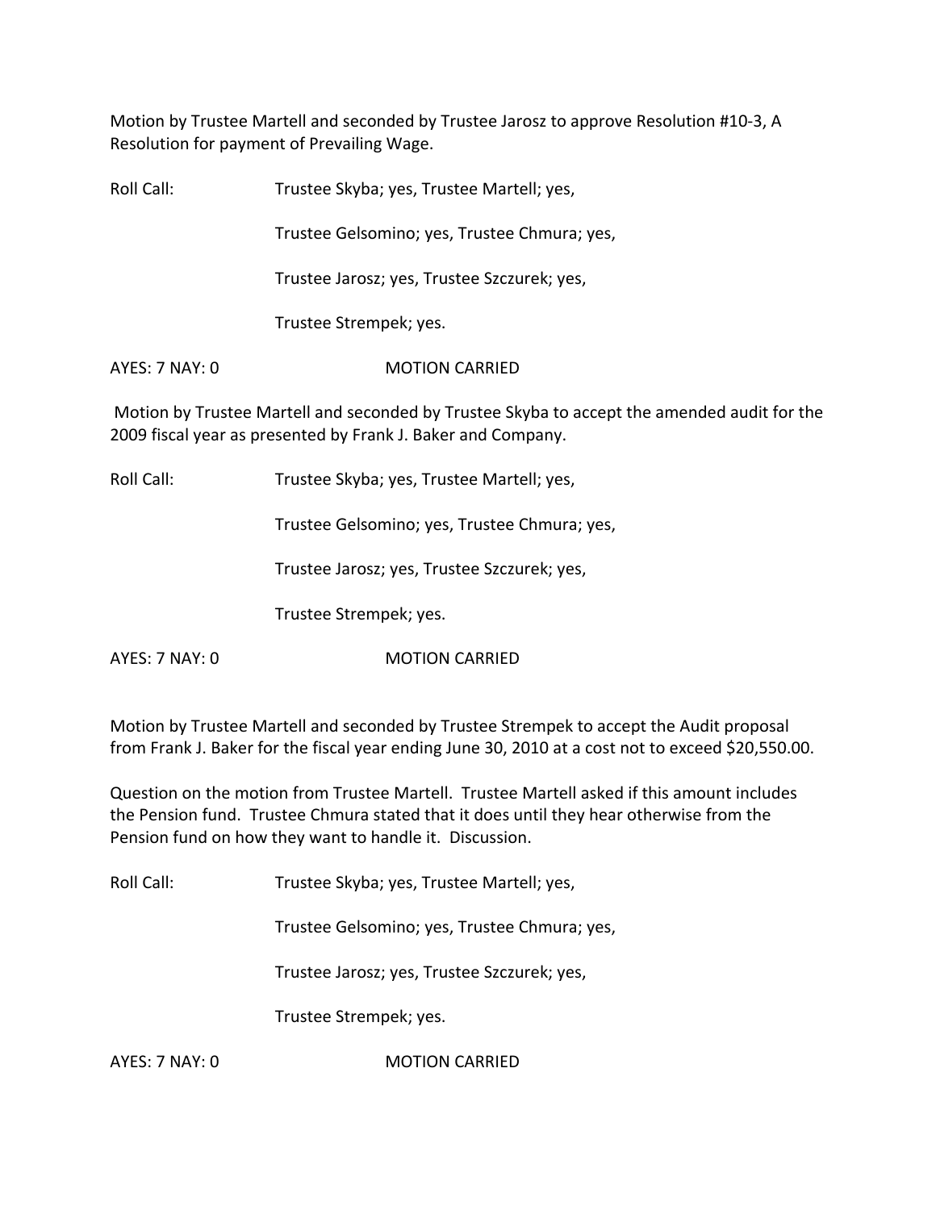Motion by Trustee Martell and seconded by Trustee Jarosz to approve Resolution #10-3, A Resolution for payment of Prevailing Wage.

Roll Call: Trustee Skyba; yes, Trustee Martell; yes,

Trustee Gelsomino; yes, Trustee Chmura; yes,

Trustee Jarosz; yes, Trustee Szczurek; yes,

Trustee Strempek; yes.

AYES: 7 NAY: 0 MOTION CARRIED

Motion by Trustee Martell and seconded by Trustee Skyba to accept the amended audit for the 2009 fiscal year as presented by Frank J. Baker and Company.

Roll Call: Trustee Skyba; yes, Trustee Martell; yes,

Trustee Gelsomino; yes, Trustee Chmura; yes,

Trustee Jarosz; yes, Trustee Szczurek; yes,

Trustee Strempek; yes.

AYES: 7 NAY: 0 MOTION CARRIED

Motion by Trustee Martell and seconded by Trustee Strempek to accept the Audit proposal from Frank J. Baker for the fiscal year ending June 30, 2010 at a cost not to exceed $20,550.00.

Question on the motion from Trustee Martell. Trustee Martell asked if this amount includes the Pension fund. Trustee Chmura stated that it does until they hear otherwise from the Pension fund on how they want to handle it. Discussion.

Roll Call: Trustee Skyba; yes, Trustee Martell; yes,

Trustee Gelsomino; yes, Trustee Chmura; yes,

Trustee Jarosz; yes, Trustee Szczurek; yes,

Trustee Strempek; yes.

AYES: 7 NAY: 0 MOTION CARRIED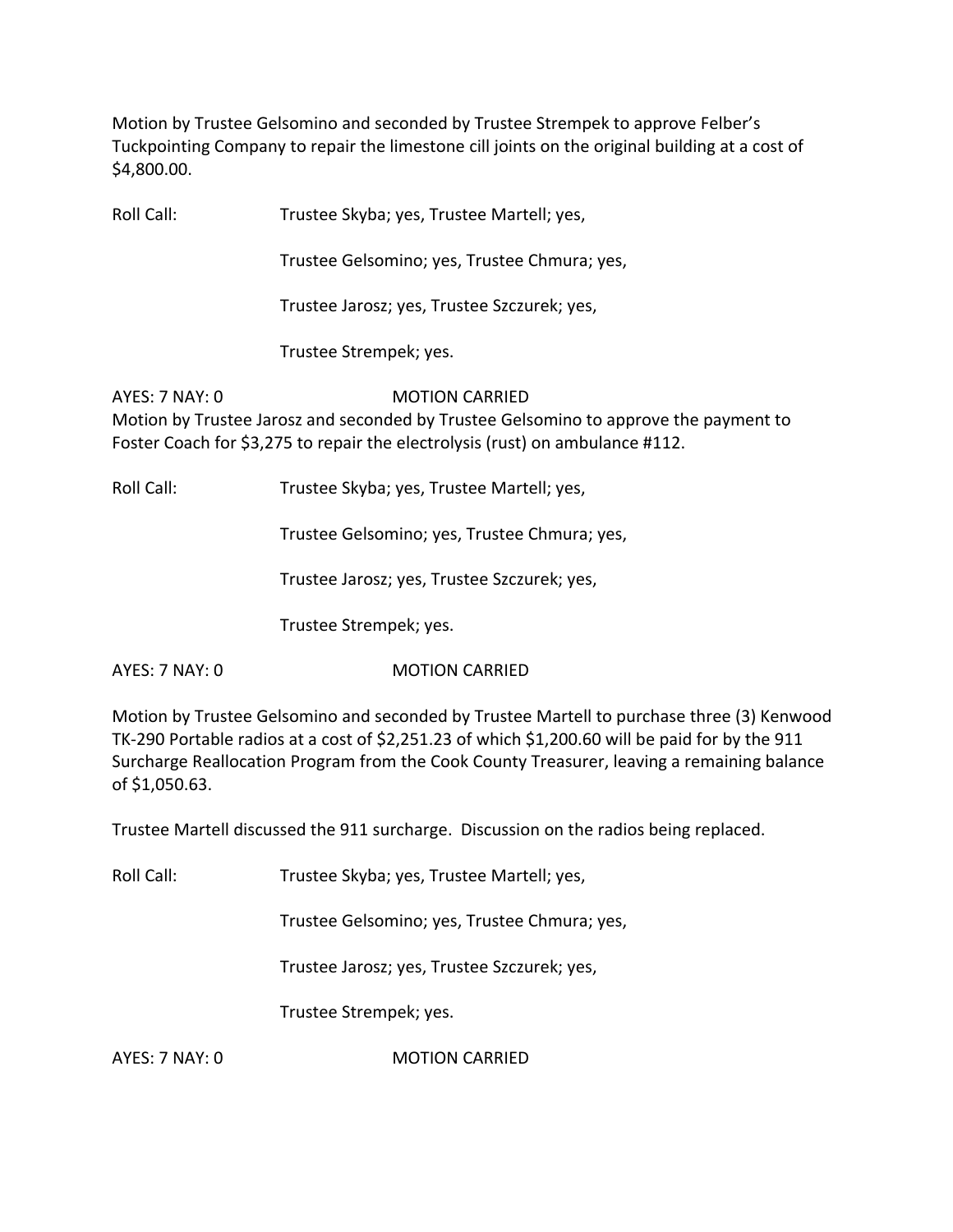Motion by Trustee Gelsomino and seconded by Trustee Strempek to approve Felber's Tuckpointing Company to repair the limestone cill joints on the original building at a cost of $4,800.00.

Roll Call: Trustee Skyba; yes, Trustee Martell; yes,

Trustee Gelsomino; yes, Trustee Chmura; yes,

Trustee Jarosz; yes, Trustee Szczurek; yes,

Trustee Strempek; yes.

AYES: 7 NAY: 0 MOTION CARRIED

Motion by Trustee Jarosz and seconded by Trustee Gelsomino to approve the payment to Foster Coach for $3,275 to repair the electrolysis (rust) on ambulance #112.

Roll Call: Trustee Skyba; yes, Trustee Martell; yes,

Trustee Gelsomino; yes, Trustee Chmura; yes,

Trustee Jarosz; yes, Trustee Szczurek; yes,

Trustee Strempek; yes.

AYES: 7 NAY: 0 MOTION CARRIED

Motion by Trustee Gelsomino and seconded by Trustee Martell to purchase three (3) Kenwood TK-290 Portable radios at a cost of $2,251.23 of which $1,200.60 will be paid for by the 911 Surcharge Reallocation Program from the Cook County Treasurer, leaving a remaining balance of $1,050.63.

Trustee Martell discussed the 911 surcharge. Discussion on the radios being replaced.

Roll Call: Trustee Skyba; yes, Trustee Martell; yes,

Trustee Gelsomino; yes, Trustee Chmura; yes,

Trustee Jarosz; yes, Trustee Szczurek; yes,

Trustee Strempek; yes.

AYES: 7 NAY: 0 MOTION CARRIED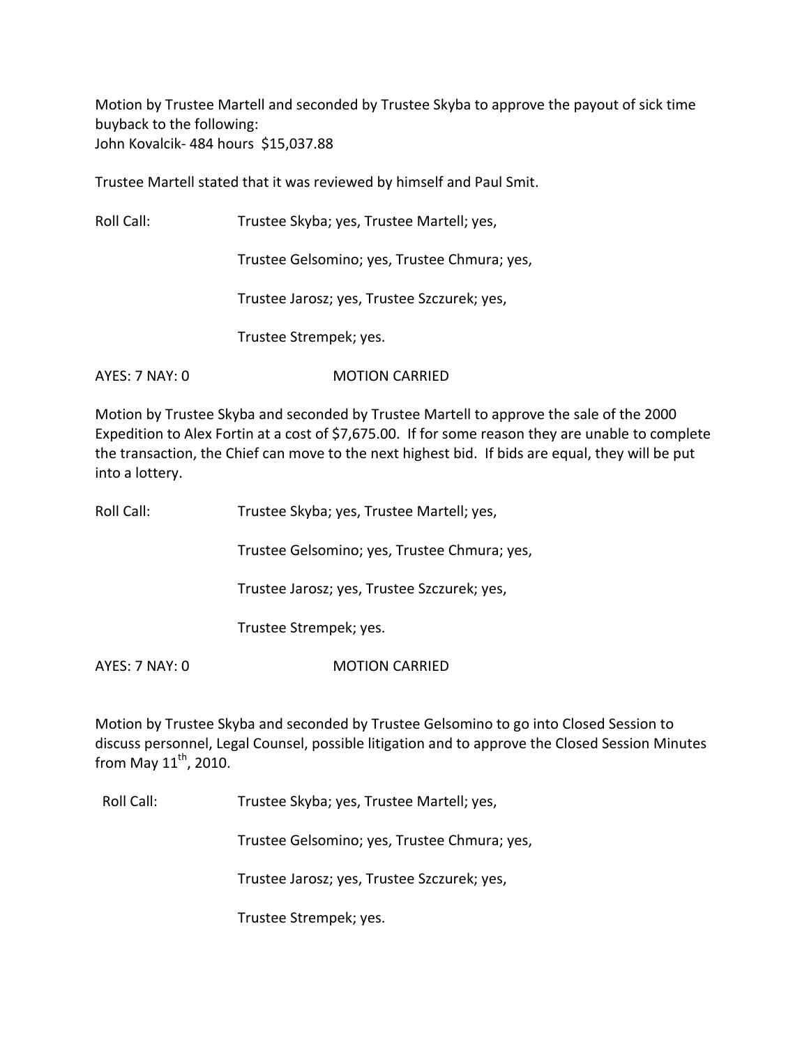Motion by Trustee Martell and seconded by Trustee Skyba to approve the payout of sick time buyback to the following:
John Kovalcik- 484 hours  $15,037.88

Trustee Martell stated that it was reviewed by himself and Paul Smit.

Roll Call: Trustee Skyba; yes, Trustee Martell; yes,

Trustee Gelsomino; yes, Trustee Chmura; yes,

Trustee Jarosz; yes, Trustee Szczurek; yes,

Trustee Strempek; yes.

AYES: 7 NAY: 0 MOTION CARRIED

Motion by Trustee Skyba and seconded by Trustee Martell to approve the sale of the 2000 Expedition to Alex Fortin at a cost of $7,675.00. If for some reason they are unable to complete the transaction, the Chief can move to the next highest bid. If bids are equal, they will be put into a lottery.

Roll Call: Trustee Skyba; yes, Trustee Martell; yes,

Trustee Gelsomino; yes, Trustee Chmura; yes,

Trustee Jarosz; yes, Trustee Szczurek; yes,

Trustee Strempek; yes.

AYES: 7 NAY: 0 MOTION CARRIED

Motion by Trustee Skyba and seconded by Trustee Gelsomino to go into Closed Session to discuss personnel, Legal Counsel, possible litigation and to approve the Closed Session Minutes from May 11th, 2010.

Roll Call: Trustee Skyba; yes, Trustee Martell; yes,

Trustee Gelsomino; yes, Trustee Chmura; yes,

Trustee Jarosz; yes, Trustee Szczurek; yes,

Trustee Strempek; yes.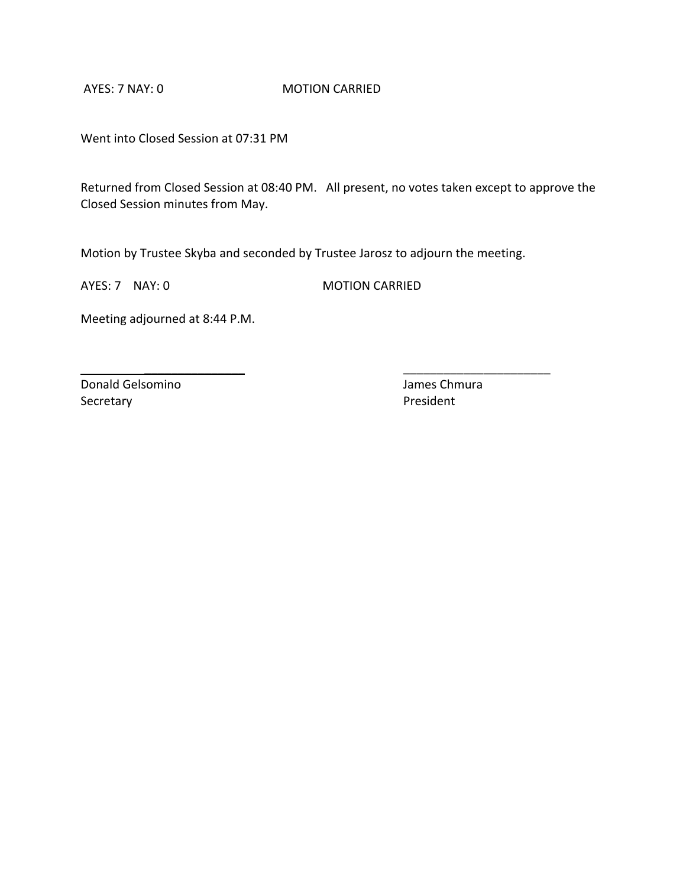AYES: 7 NAY: 0 MOTION CARRIED

Went into Closed Session at 07:31 PM

Returned from Closed Session at 08:40 PM. All present, no votes taken except to approve the Closed Session minutes from May.

Motion by Trustee Skyba and seconded by Trustee Jarosz to adjourn the meeting.

AYES: 7 NAY: 0 MOTION CARRIED

Meeting adjourned at 8:44 P.M.

| | |
|---|---|
| ______________________ | ______________________ |
| Donald Gelsomino | James Chmura |
| Secretary | President |